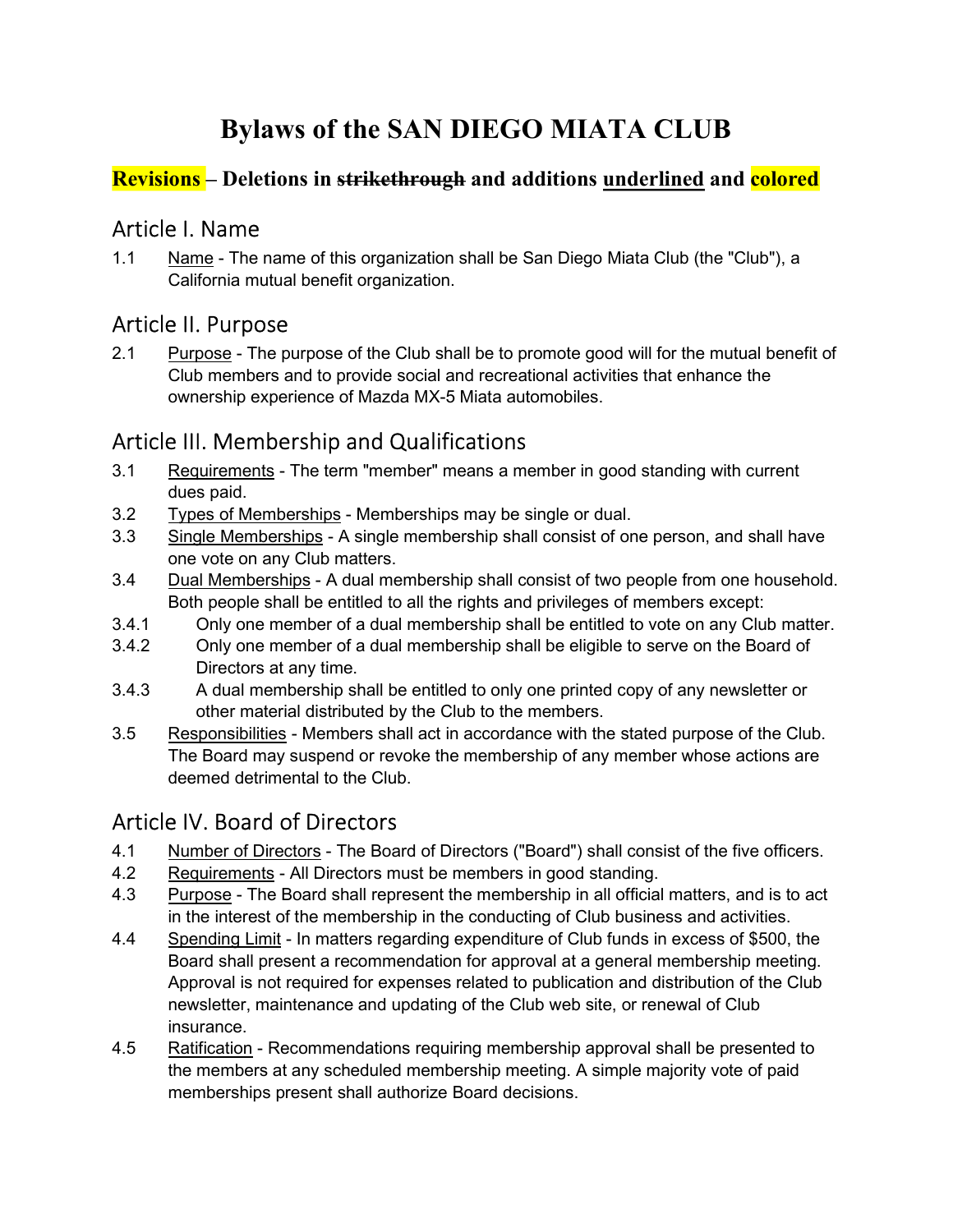# Bylaws of the SAN DIEGO MIATA CLUB

## Revisions – Deletions in ~~strikethrough~~ and additions <u>underlined</u> and colored

## Article I. Name

1.1 <u>Name</u> - The name of this organization shall be San Diego Miata Club (the "Club"), a California mutual benefit organization.

## Article II. Purpose

2.1 <u>Purpose</u> - The purpose of the Club shall be to promote good will for the mutual benefit of Club members and to provide social and recreational activities that enhance the ownership experience of Mazda MX-5 Miata automobiles.

## Article III. Membership and Qualifications

3.1 <u>Requirements</u> - The term "member" means a member in good standing with current dues paid.

3.2 <u>Types of Memberships</u> - Memberships may be single or dual.

3.3 <u>Single Memberships</u> - A single membership shall consist of one person, and shall have one vote on any Club matters.

3.4 <u>Dual Memberships</u> - A dual membership shall consist of two people from one household. Both people shall be entitled to all the rights and privileges of members except:

3.4.1 Only one member of a dual membership shall be entitled to vote on any Club matter.

3.4.2 Only one member of a dual membership shall be eligible to serve on the Board of Directors at any time.

3.4.3 A dual membership shall be entitled to only one printed copy of any newsletter or other material distributed by the Club to the members.

3.5 <u>Responsibilities</u> - Members shall act in accordance with the stated purpose of the Club. The Board may suspend or revoke the membership of any member whose actions are deemed detrimental to the Club.

## Article IV. Board of Directors

4.1 <u>Number of Directors</u> - The Board of Directors ("Board") shall consist of the five officers.

4.2 <u>Requirements</u> - All Directors must be members in good standing.

4.3 <u>Purpose</u> - The Board shall represent the membership in all official matters, and is to act in the interest of the membership in the conducting of Club business and activities.

4.4 <u>Spending Limit</u> - In matters regarding expenditure of Club funds in excess of $500, the Board shall present a recommendation for approval at a general membership meeting. Approval is not required for expenses related to publication and distribution of the Club newsletter, maintenance and updating of the Club web site, or renewal of Club insurance.

4.5 <u>Ratification</u> - Recommendations requiring membership approval shall be presented to the members at any scheduled membership meeting. A simple majority vote of paid memberships present shall authorize Board decisions.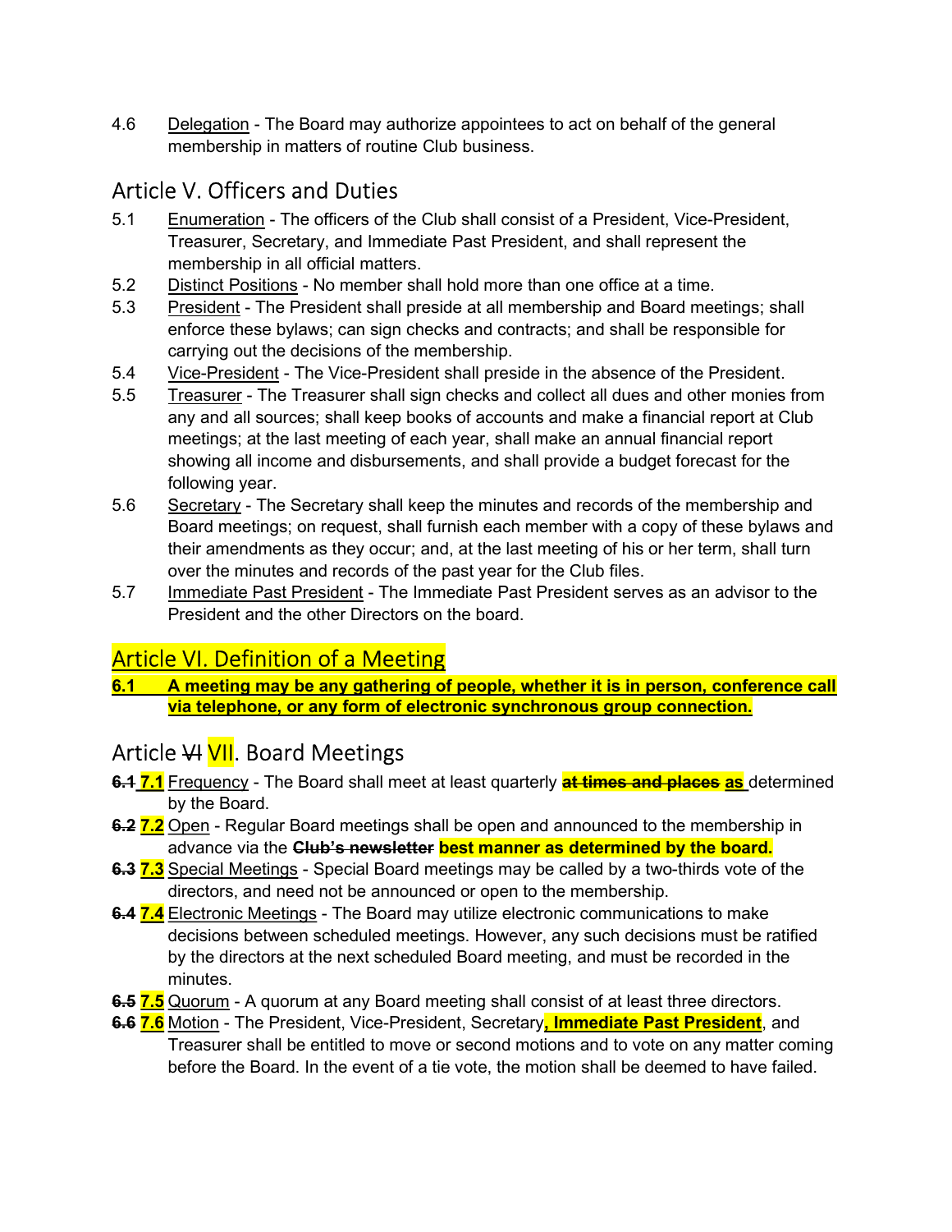4.6 Delegation - The Board may authorize appointees to act on behalf of the general membership in matters of routine Club business.

## Article V. Officers and Duties

5.1 Enumeration - The officers of the Club shall consist of a President, Vice-President, Treasurer, Secretary, and Immediate Past President, and shall represent the membership in all official matters.

5.2 Distinct Positions - No member shall hold more than one office at a time.

5.3 President - The President shall preside at all membership and Board meetings; shall enforce these bylaws; can sign checks and contracts; and shall be responsible for carrying out the decisions of the membership.

5.4 Vice-President - The Vice-President shall preside in the absence of the President.

5.5 Treasurer - The Treasurer shall sign checks and collect all dues and other monies from any and all sources; shall keep books of accounts and make a financial report at Club meetings; at the last meeting of each year, shall make an annual financial report showing all income and disbursements, and shall provide a budget forecast for the following year.

5.6 Secretary - The Secretary shall keep the minutes and records of the membership and Board meetings; on request, shall furnish each member with a copy of these bylaws and their amendments as they occur; and, at the last meeting of his or her term, shall turn over the minutes and records of the past year for the Club files.

5.7 Immediate Past President - The Immediate Past President serves as an advisor to the President and the other Directors on the board.

## Article VI. Definition of a Meeting

**6.1 A meeting may be any gathering of people, whether it is in person, conference call via telephone, or any form of electronic synchronous group connection.**

## Article ~~VI~~ VII. Board Meetings

~~6.1~~ **7.1** Frequency - The Board shall meet at least quarterly ~~**at times and places**~~ **as** determined by the Board.

~~6.2~~ **7.2** Open - Regular Board meetings shall be open and announced to the membership in advance via the ~~**Club's newsletter**~~ **best manner as determined by the board.**

~~6.3~~ **7.3** Special Meetings - Special Board meetings may be called by a two-thirds vote of the directors, and need not be announced or open to the membership.

~~6.4~~ **7.4** Electronic Meetings - The Board may utilize electronic communications to make decisions between scheduled meetings. However, any such decisions must be ratified by the directors at the next scheduled Board meeting, and must be recorded in the minutes.

~~6.5~~ **7.5** Quorum - A quorum at any Board meeting shall consist of at least three directors.

~~6.6~~ **7.6** Motion - The President, Vice-President, Secretary**, Immediate Past President**, and Treasurer shall be entitled to move or second motions and to vote on any matter coming before the Board. In the event of a tie vote, the motion shall be deemed to have failed.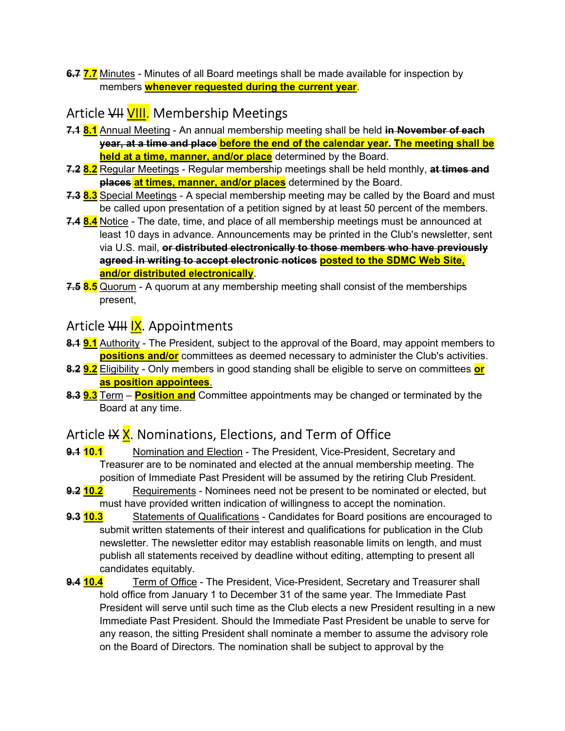~~6.7~~ **7.7** Minutes - Minutes of all Board meetings shall be made available for inspection by members **whenever requested during the current year**.

## Article ~~VII~~ VIII. Membership Meetings

~~7.1~~ **8.1** Annual Meeting - An annual membership meeting shall be held ~~**in November of each year, at a time and place**~~ **before the end of the calendar year. The meeting shall be held at a time, manner, and/or place** determined by the Board.

~~7.2~~ **8.2** Regular Meetings - Regular membership meetings shall be held monthly, ~~**at times and places**~~ **at times, manner, and/or places** determined by the Board.

~~7.3~~ **8.3** Special Meetings - A special membership meeting may be called by the Board and must be called upon presentation of a petition signed by at least 50 percent of the members.

~~7.4~~ **8.4** Notice - The date, time, and place of all membership meetings must be announced at least 10 days in advance. Announcements may be printed in the Club's newsletter, sent via U.S. mail, ~~**or distributed electronically to those members who have previously agreed in writing to accept electronic notices**~~ **posted to the SDMC Web Site, and/or distributed electronically**.

~~7.5~~ **8.5** Quorum - A quorum at any membership meeting shall consist of the memberships present,

## Article ~~VIII~~ IX. Appointments

~~8.1~~ **9.1** Authority - The President, subject to the approval of the Board, may appoint members to **positions and/or** committees as deemed necessary to administer the Club's activities.

~~8.2~~ **9.2** Eligibility - Only members in good standing shall be eligible to serve on committees **or as position appointees**.

~~8.3~~ **9.3** Term – **Position and** Committee appointments may be changed or terminated by the Board at any time.

## Article ~~IX~~ X. Nominations, Elections, and Term of Office

~~9.1~~ **10.1** Nomination and Election - The President, Vice-President, Secretary and Treasurer are to be nominated and elected at the annual membership meeting. The position of Immediate Past President will be assumed by the retiring Club President.

~~9.2~~ **10.2** Requirements - Nominees need not be present to be nominated or elected, but must have provided written indication of willingness to accept the nomination.

~~9.3~~ **10.3** Statements of Qualifications - Candidates for Board positions are encouraged to submit written statements of their interest and qualifications for publication in the Club newsletter. The newsletter editor may establish reasonable limits on length, and must publish all statements received by deadline without editing, attempting to present all candidates equitably.

~~9.4~~ **10.4** Term of Office - The President, Vice-President, Secretary and Treasurer shall hold office from January 1 to December 31 of the same year. The Immediate Past President will serve until such time as the Club elects a new President resulting in a new Immediate Past President. Should the Immediate Past President be unable to serve for any reason, the sitting President shall nominate a member to assume the advisory role on the Board of Directors. The nomination shall be subject to approval by the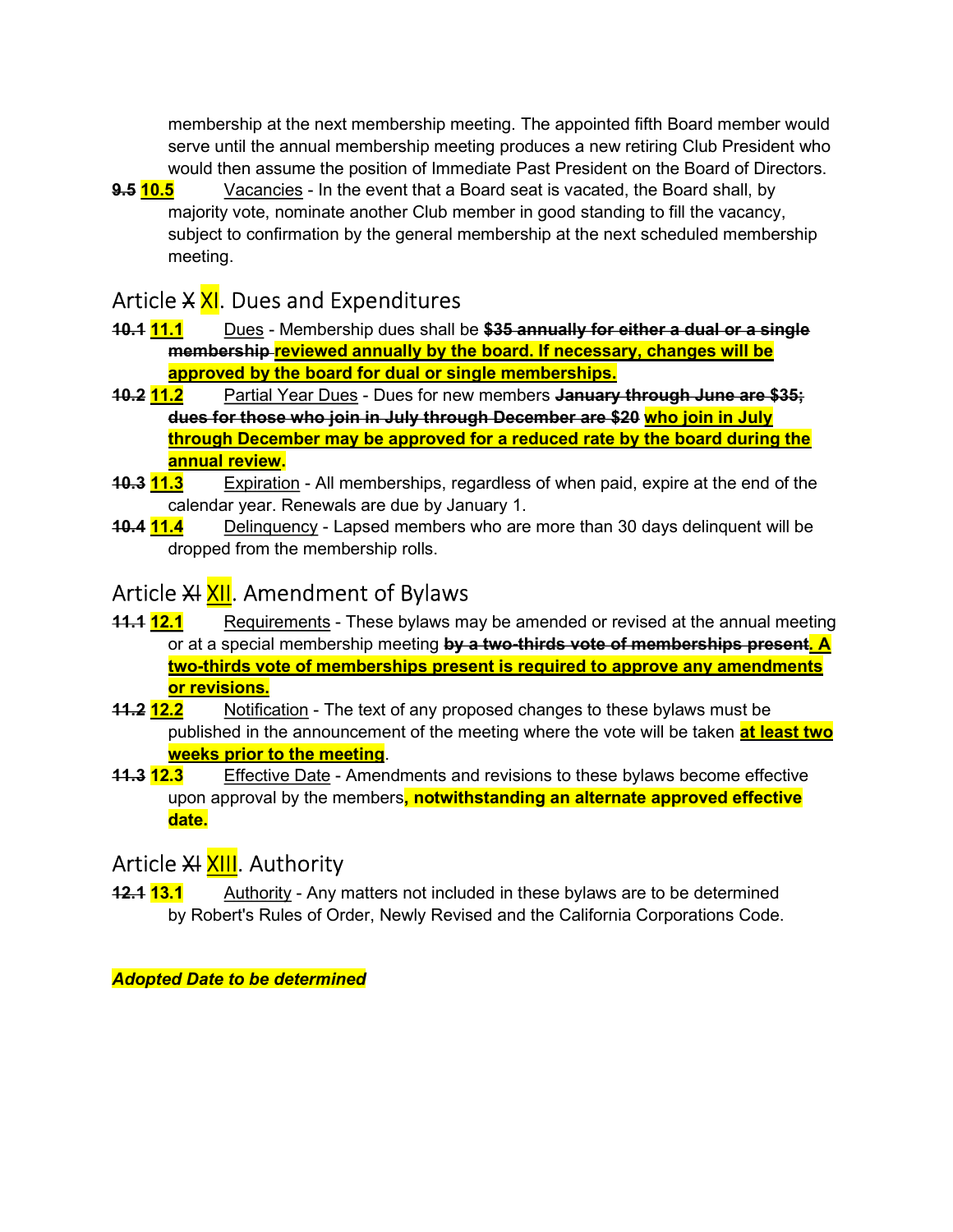membership at the next membership meeting. The appointed fifth Board member would serve until the annual membership meeting produces a new retiring Club President who would then assume the position of Immediate Past President on the Board of Directors.

~~**9.5**~~ **10.5** Vacancies - In the event that a Board seat is vacated, the Board shall, by majority vote, nominate another Club member in good standing to fill the vacancy, subject to confirmation by the general membership at the next scheduled membership meeting.

## Article ~~X~~ XI. Dues and Expenditures

~~**10.1**~~ **11.1** Dues - Membership dues shall be ~~**$35 annually for either a dual or a single membership**~~ **reviewed annually by the board. If necessary, changes will be approved by the board for dual or single memberships.**

~~**10.2**~~ **11.2** Partial Year Dues - Dues for new members ~~**January through June are $35; dues for those who join in July through December are $20**~~ **who join in July through December may be approved for a reduced rate by the board during the annual review.**

~~**10.3**~~ **11.3** Expiration - All memberships, regardless of when paid, expire at the end of the calendar year. Renewals are due by January 1.

~~**10.4**~~ **11.4** Delinquency - Lapsed members who are more than 30 days delinquent will be dropped from the membership rolls.

## Article ~~XI~~ XII. Amendment of Bylaws

~~**11.1**~~ **12.1** Requirements - These bylaws may be amended or revised at the annual meeting or at a special membership meeting ~~**by a two-thirds vote of memberships present**~~**. A two-thirds vote of memberships present is required to approve any amendments or revisions.**

~~**11.2**~~ **12.2** Notification - The text of any proposed changes to these bylaws must be published in the announcement of the meeting where the vote will be taken **at least two weeks prior to the meeting**.

~~**11.3**~~ **12.3** Effective Date - Amendments and revisions to these bylaws become effective upon approval by the members**, notwithstanding an alternate approved effective date.**

## Article ~~XI~~ XIII. Authority

~~**12.1**~~ **13.1** Authority - Any matters not included in these bylaws are to be determined by Robert's Rules of Order, Newly Revised and the California Corporations Code.

***Adopted Date to be determined***